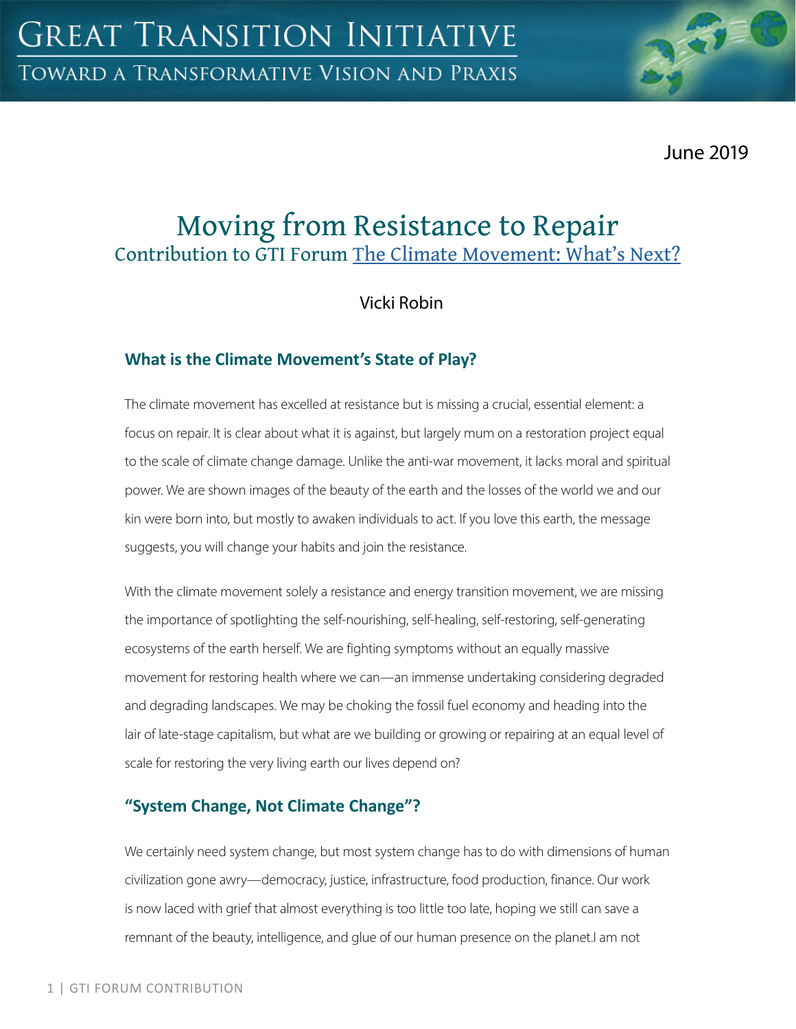June 2019

# Moving from Resistance to Repair

Contribution to GTI Forum [The Climate Movement: What's Next?](The Climate Movement: What's Next?)

Vicki Robin

## What is the Climate Movement's State of Play?

The climate movement has excelled at resistance but is missing a crucial, essential element: a focus on repair. It is clear about what it is against, but largely mum on a restoration project equal to the scale of climate change damage. Unlike the anti-war movement, it lacks moral and spiritual power. We are shown images of the beauty of the earth and the losses of the world we and our kin were born into, but mostly to awaken individuals to act. If you love this earth, the message suggests, you will change your habits and join the resistance.

With the climate movement solely a resistance and energy transition movement, we are missing the importance of spotlighting the self-nourishing, self-healing, self-restoring, self-generating ecosystems of the earth herself. We are fighting symptoms without an equally massive movement for restoring health where we can—an immense undertaking considering degraded and degrading landscapes. We may be choking the fossil fuel economy and heading into the lair of late-stage capitalism, but what are we building or growing or repairing at an equal level of scale for restoring the very living earth our lives depend on?

## "System Change, Not Climate Change"?

We certainly need system change, but most system change has to do with dimensions of human civilization gone awry—democracy, justice, infrastructure, food production, finance. Our work is now laced with grief that almost everything is too little too late, hoping we still can save a remnant of the beauty, intelligence, and glue of our human presence on the planet.I am not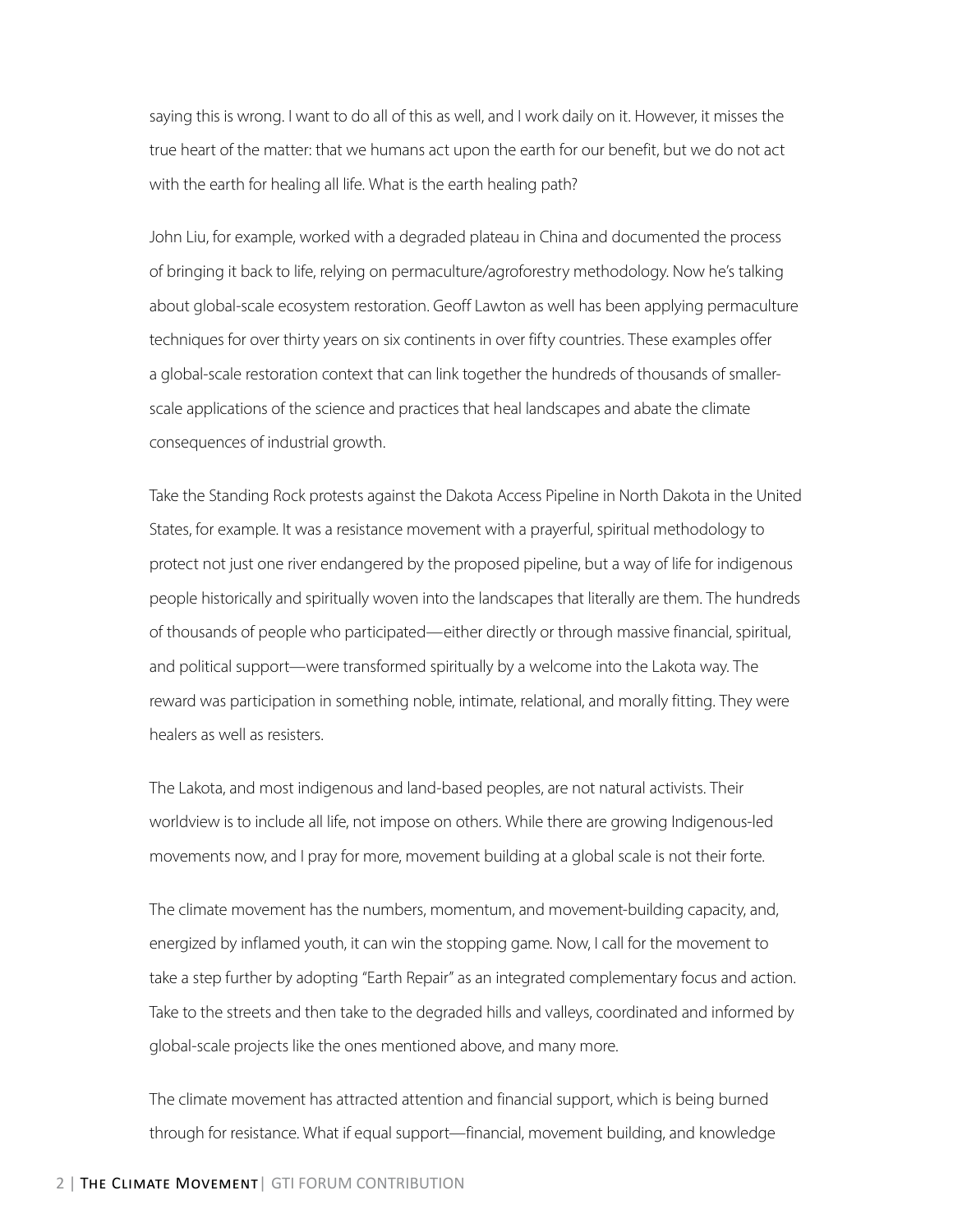saying this is wrong. I want to do all of this as well, and I work daily on it. However, it misses the true heart of the matter: that we humans act upon the earth for our benefit, but we do not act with the earth for healing all life. What is the earth healing path?

John Liu, for example, worked with a degraded plateau in China and documented the process of bringing it back to life, relying on permaculture/agroforestry methodology. Now he's talking about global-scale ecosystem restoration. Geoff Lawton as well has been applying permaculture techniques for over thirty years on six continents in over fifty countries. These examples offer a global-scale restoration context that can link together the hundreds of thousands of smaller-scale applications of the science and practices that heal landscapes and abate the climate consequences of industrial growth.

Take the Standing Rock protests against the Dakota Access Pipeline in North Dakota in the United States, for example. It was a resistance movement with a prayerful, spiritual methodology to protect not just one river endangered by the proposed pipeline, but a way of life for indigenous people historically and spiritually woven into the landscapes that literally are them. The hundreds of thousands of people who participated—either directly or through massive financial, spiritual, and political support—were transformed spiritually by a welcome into the Lakota way. The reward was participation in something noble, intimate, relational, and morally fitting. They were healers as well as resisters.

The Lakota, and most indigenous and land-based peoples, are not natural activists. Their worldview is to include all life, not impose on others. While there are growing Indigenous-led movements now, and I pray for more, movement building at a global scale is not their forte.

The climate movement has the numbers, momentum, and movement-building capacity, and, energized by inflamed youth, it can win the stopping game. Now, I call for the movement to take a step further by adopting "Earth Repair" as an integrated complementary focus and action. Take to the streets and then take to the degraded hills and valleys, coordinated and informed by global-scale projects like the ones mentioned above, and many more.

The climate movement has attracted attention and financial support, which is being burned through for resistance. What if equal support—financial, movement building, and knowledge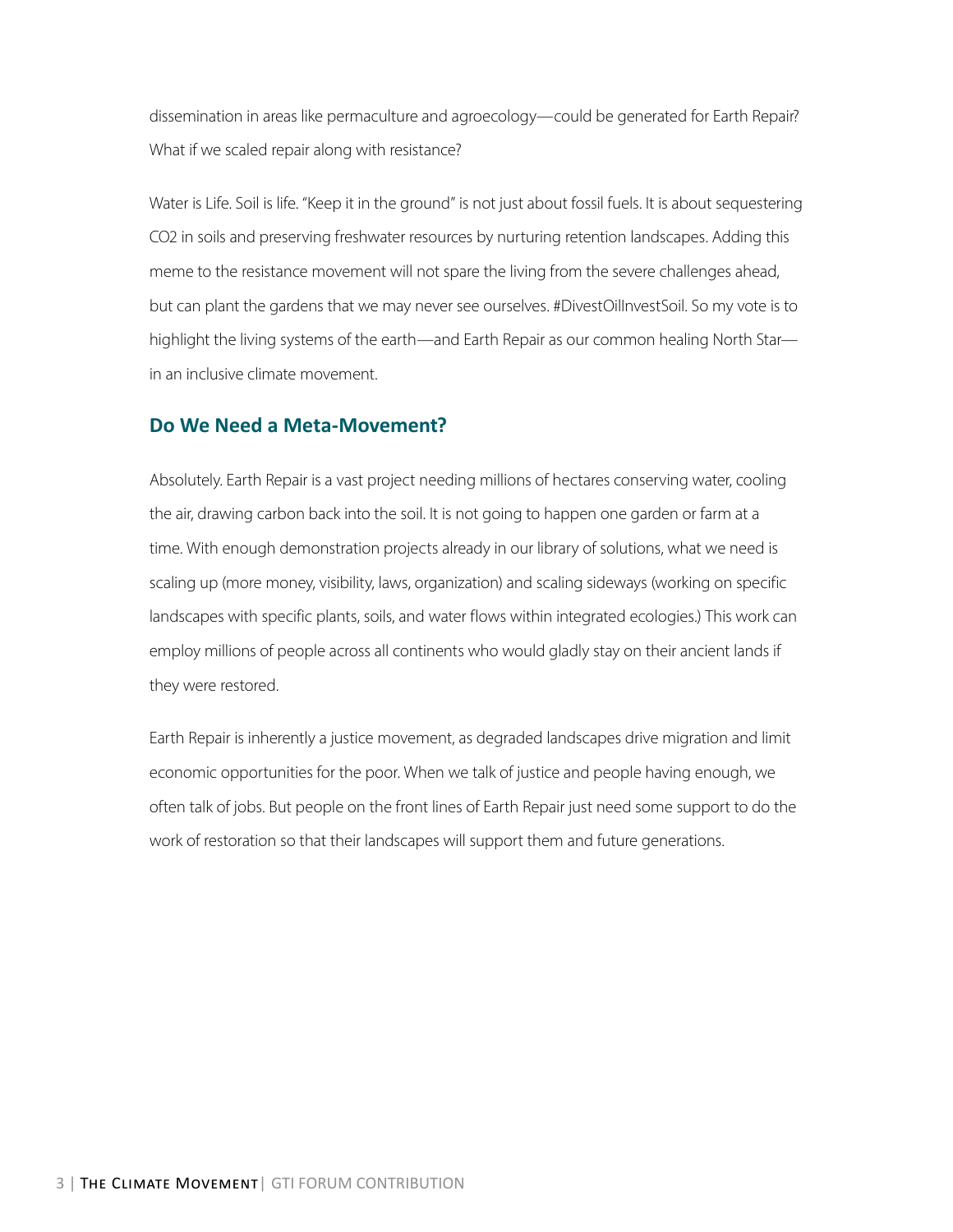dissemination in areas like permaculture and agroecology—could be generated for Earth Repair? What if we scaled repair along with resistance?

Water is Life. Soil is life. "Keep it in the ground" is not just about fossil fuels. It is about sequestering $CO_2$ in soils and preserving freshwater resources by nurturing retention landscapes. Adding this meme to the resistance movement will not spare the living from the severe challenges ahead, but can plant the gardens that we may never see ourselves. #DivestOilInvestSoil. So my vote is to highlight the living systems of the earth—and Earth Repair as our common healing North Star—in an inclusive climate movement.

## Do We Need a Meta-Movement?

Absolutely. Earth Repair is a vast project needing millions of hectares conserving water, cooling the air, drawing carbon back into the soil. It is not going to happen one garden or farm at a time. With enough demonstration projects already in our library of solutions, what we need is scaling up (more money, visibility, laws, organization) and scaling sideways (working on specific landscapes with specific plants, soils, and water flows within integrated ecologies.) This work can employ millions of people across all continents who would gladly stay on their ancient lands if they were restored.

Earth Repair is inherently a justice movement, as degraded landscapes drive migration and limit economic opportunities for the poor. When we talk of justice and people having enough, we often talk of jobs. But people on the front lines of Earth Repair just need some support to do the work of restoration so that their landscapes will support them and future generations.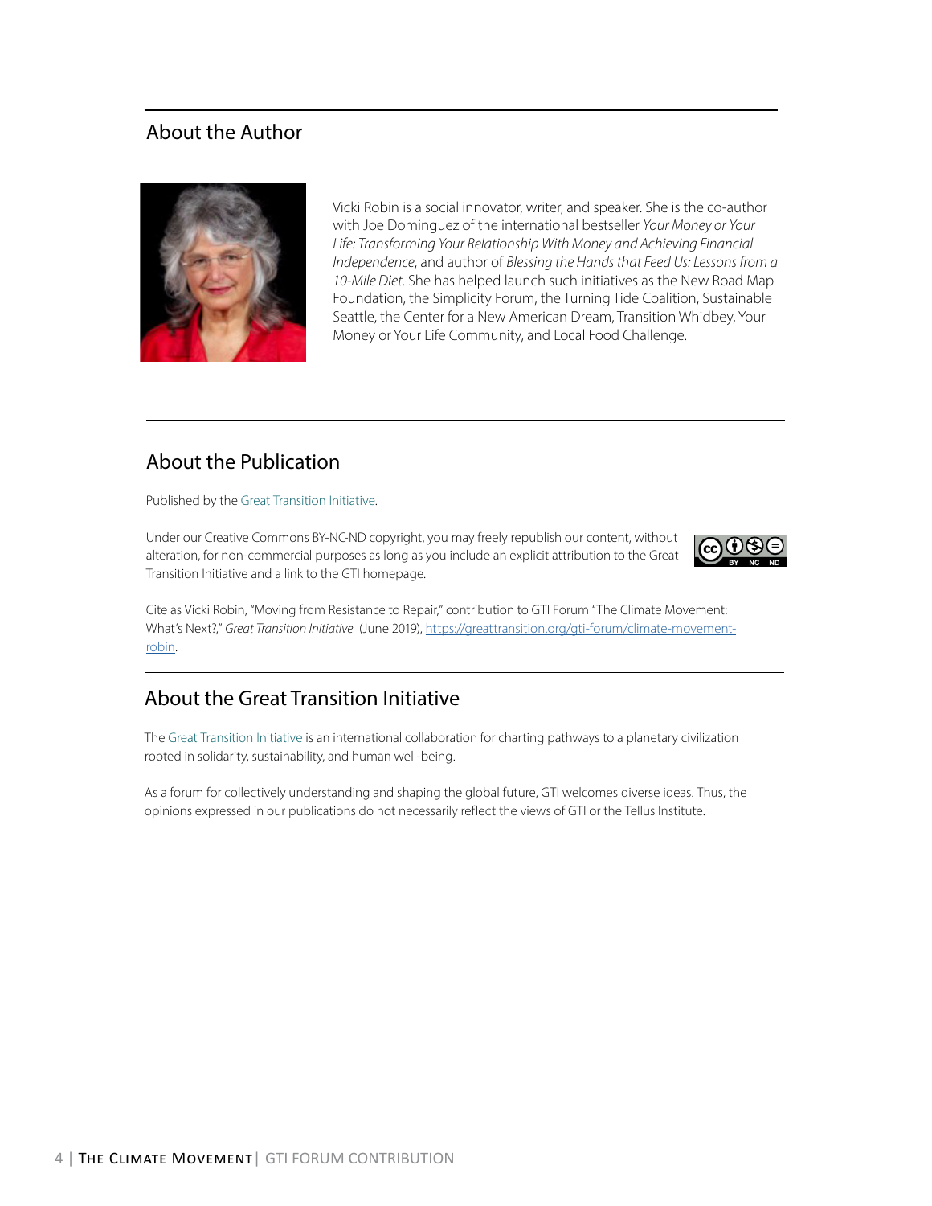## About the Author

Vicki Robin is a social innovator, writer, and speaker. She is the co-author with Joe Dominguez of the international bestseller *Your Money or Your Life: Transforming Your Relationship With Money and Achieving Financial Independence*, and author of *Blessing the Hands that Feed Us: Lessons from a 10-Mile Diet*. She has helped launch such initiatives as the New Road Map Foundation, the Simplicity Forum, the Turning Tide Coalition, Sustainable Seattle, the Center for a New American Dream, Transition Whidbey, Your Money or Your Life Community, and Local Food Challenge.

## About the Publication

Published by the Great Transition Initiative.

Under our Creative Commons BY-NC-ND copyright, you may freely republish our content, without alteration, for non-commercial purposes as long as you include an explicit attribution to the Great Transition Initiative and a link to the GTI homepage.

Cite as Vicki Robin, "Moving from Resistance to Repair," contribution to GTI Forum "The Climate Movement: What's Next?," *Great Transition Initiative* (June 2019), https://greattransition.org/gti-forum/climate-movement-robin.

## About the Great Transition Initiative

The Great Transition Initiative is an international collaboration for charting pathways to a planetary civilization rooted in solidarity, sustainability, and human well-being.

As a forum for collectively understanding and shaping the global future, GTI welcomes diverse ideas. Thus, the opinions expressed in our publications do not necessarily reflect the views of GTI or the Tellus Institute.